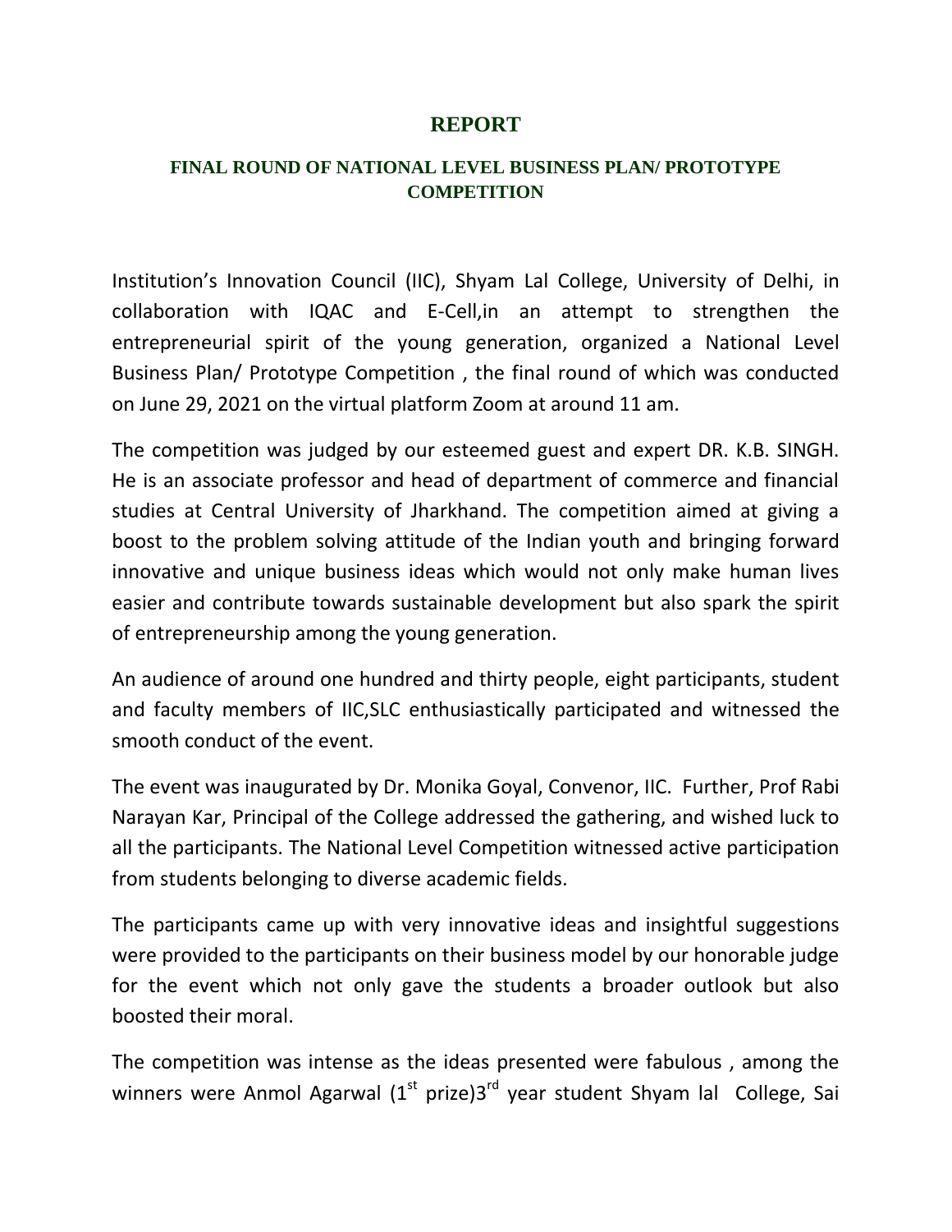# REPORT

## FINAL ROUND OF NATIONAL LEVEL BUSINESS PLAN/ PROTOTYPE COMPETITION

Institution's Innovation Council (IIC), Shyam Lal College, University of Delhi, in collaboration with IQAC and E-Cell,in an attempt to strengthen the entrepreneurial spirit of the young generation, organized a National Level Business Plan/ Prototype Competition , the final round of which was conducted on June 29, 2021 on the virtual platform Zoom at around 11 am.

The competition was judged by our esteemed guest and expert DR. K.B. SINGH. He is an associate professor and head of department of commerce and financial studies at Central University of Jharkhand. The competition aimed at giving a boost to the problem solving attitude of the Indian youth and bringing forward innovative and unique business ideas which would not only make human lives easier and contribute towards sustainable development but also spark the spirit of entrepreneurship among the young generation.

An audience of around one hundred and thirty people, eight participants, student and faculty members of IIC,SLC enthusiastically participated and witnessed the smooth conduct of the event.

The event was inaugurated by Dr. Monika Goyal, Convenor, IIC. Further, Prof Rabi Narayan Kar, Principal of the College addressed the gathering, and wished luck to all the participants. The National Level Competition witnessed active participation from students belonging to diverse academic fields.

The participants came up with very innovative ideas and insightful suggestions were provided to the participants on their business model by our honorable judge for the event which not only gave the students a broader outlook but also boosted their moral.

The competition was intense as the ideas presented were fabulous , among the winners were Anmol Agarwal (1st prize)3rd year student Shyam lal College, Sai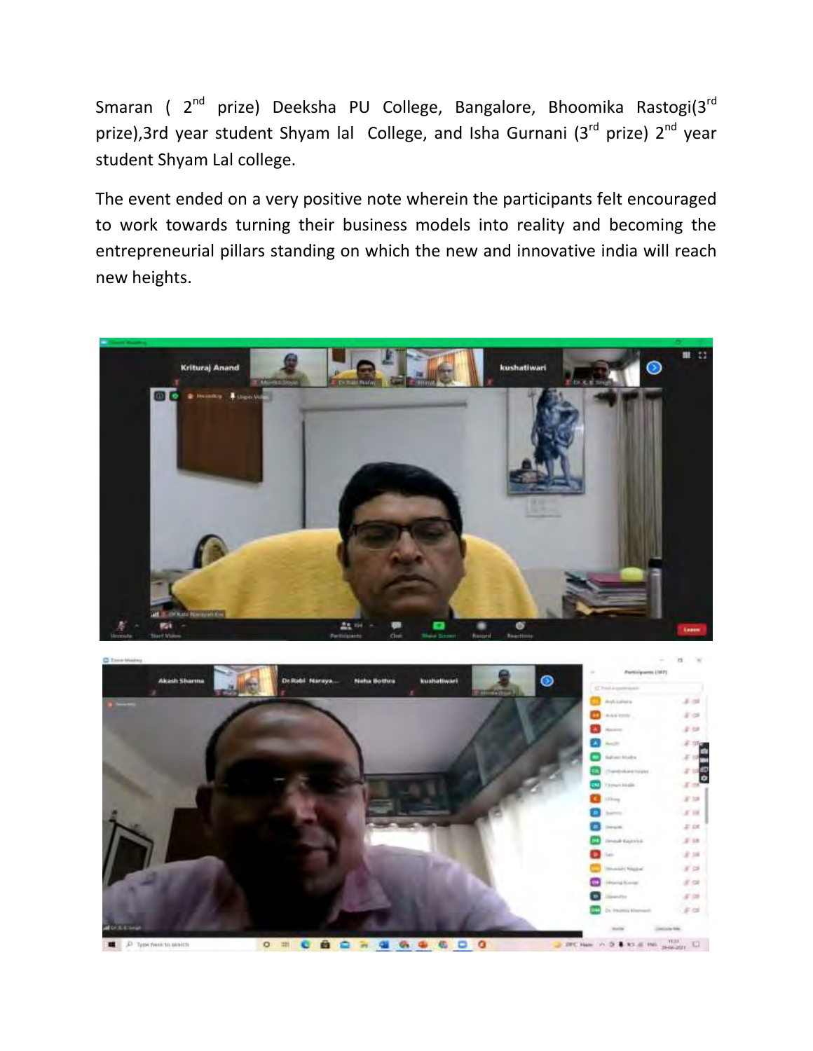Smaran ( 2nd prize) Deeksha PU College, Bangalore, Bhoomika Rastogi(3rd prize),3rd year student Shyam lal College, and Isha Gurnani (3rd prize) 2nd year student Shyam Lal college.

The event ended on a very positive note wherein the participants felt encouraged to work towards turning their business models into reality and becoming the entrepreneurial pillars standing on which the new and innovative india will reach new heights.